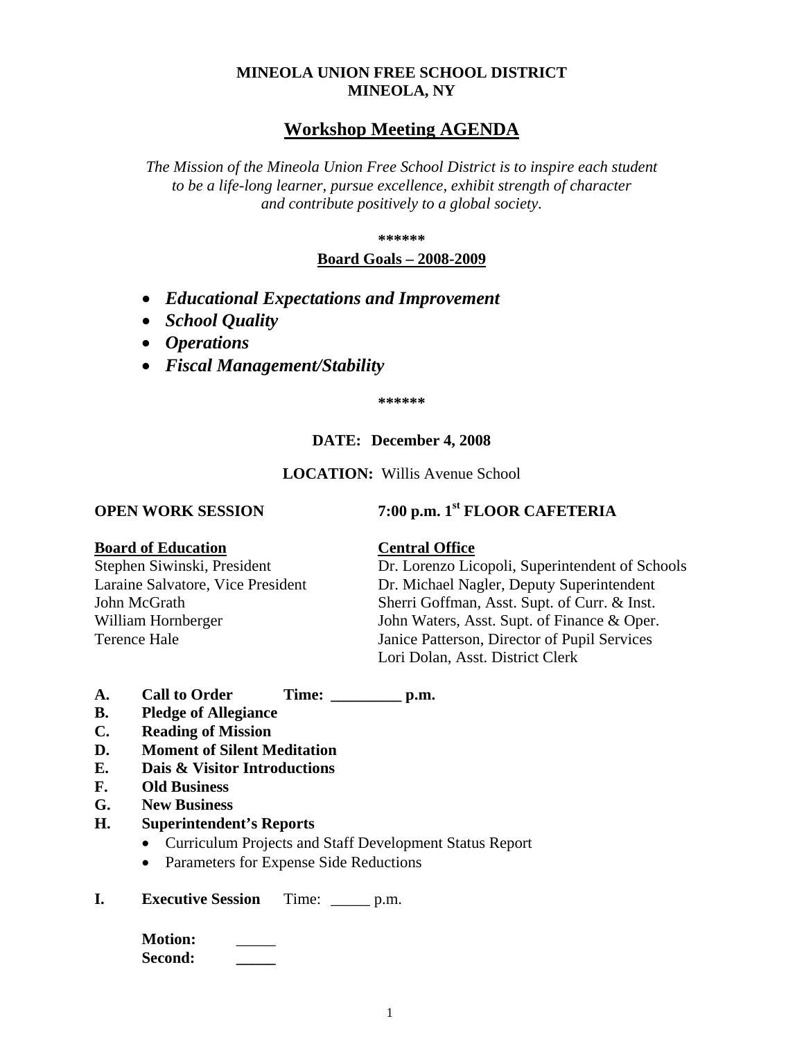**MINEOLA UNION FREE SCHOOL DISTRICT**
**MINEOLA, NY**

# Workshop Meeting AGENDA

*The Mission of the Mineola Union Free School District is to inspire each student to be a life-long learner, pursue excellence, exhibit strength of character and contribute positively to a global society.*

\*\*\*\*\*\*

**Board Goals – 2008-2009**

- ***Educational Expectations and Improvement***
- ***School Quality***
- ***Operations***
- ***Fiscal Management/Stability***

\*\*\*\*\*\*

**DATE: December 4, 2008**

**LOCATION:** Willis Avenue School

**OPEN WORK SESSION** **7:00 p.m. 1st FLOOR CAFETERIA**

| **Board of Education** | **Central Office** |
|---|---|
| Stephen Siwinski, President | Dr. Lorenzo Licopoli, Superintendent of Schools |
| Laraine Salvatore, Vice President | Dr. Michael Nagler, Deputy Superintendent |
| John McGrath | Sherri Goffman, Asst. Supt. of Curr. & Inst. |
| William Hornberger | John Waters, Asst. Supt. of Finance & Oper. |
| Terence Hale | Janice Patterson, Director of Pupil Services |
| | Lori Dolan, Asst. District Clerk |

**A. Call to Order Time: _________ p.m.**
**B. Pledge of Allegiance**
**C. Reading of Mission**
**D. Moment of Silent Meditation**
**E. Dais & Visitor Introductions**
**F. Old Business**
**G. New Business**
**H. Superintendent's Reports**
- Curriculum Projects and Staff Development Status Report
- Parameters for Expense Side Reductions

**I. Executive Session** Time: _____ p.m.

**Motion:** _____
**Second:** _____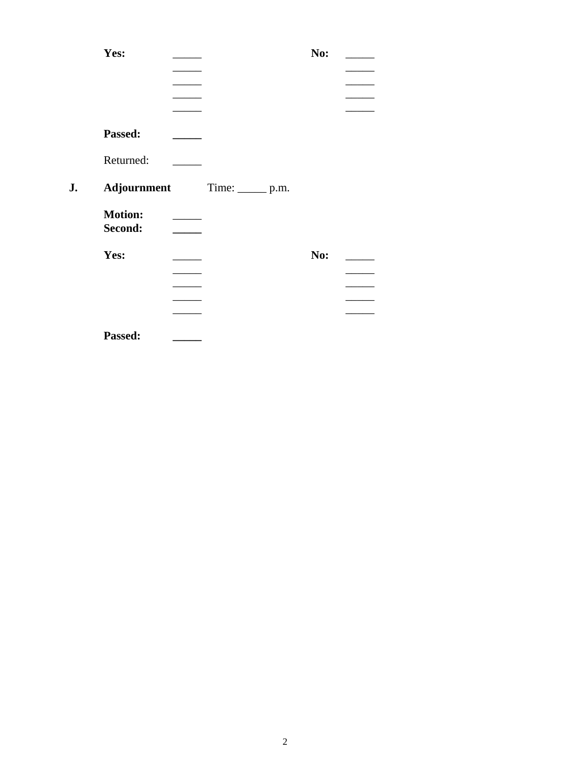| | | | |
|---|---|---|---|
| **Yes:** | _____ | **No:** | _____ |
| | _____ | | _____ |
| | _____ | | _____ |
| | _____ | | _____ |
| | _____ | | _____ |

**Passed:** _____

Returned: _____

**J. Adjournment** Time: _____ p.m.

**Motion:** _____
**Second:** _____

| | | | |
|---|---|---|---|
| **Yes:** | _____ | **No:** | _____ |
| | _____ | | _____ |
| | _____ | | _____ |
| | _____ | | _____ |
| | _____ | | _____ |

**Passed:** _____